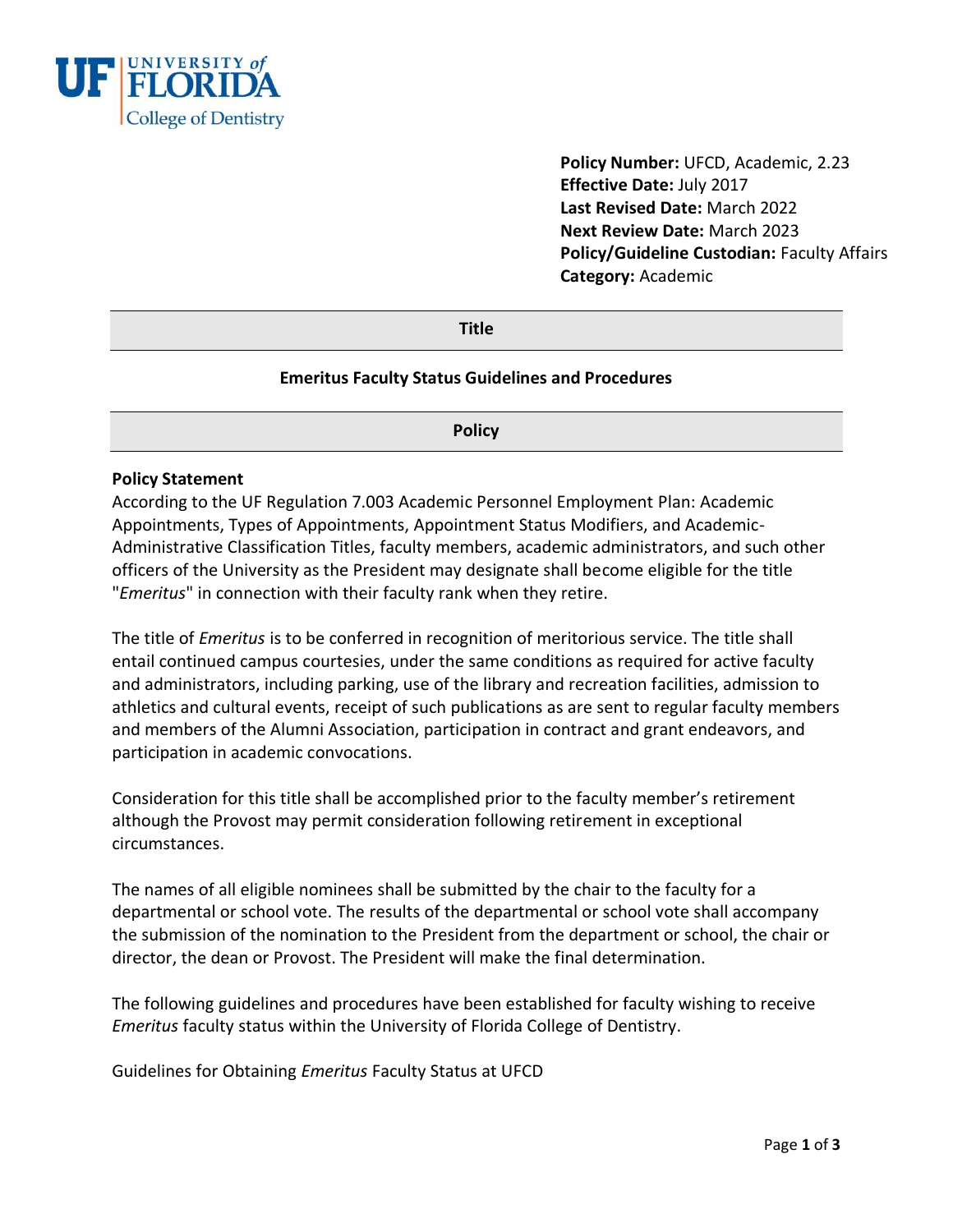**Policy Number:** UFCD, Academic, 2.23
**Effective Date:** July 2017
**Last Revised Date:** March 2022
**Next Review Date:** March 2023
**Policy/Guideline Custodian:** Faculty Affairs
**Category:** Academic

## Title

### Emeritus Faculty Status Guidelines and Procedures

## Policy

**Policy Statement**
According to the UF Regulation 7.003 Academic Personnel Employment Plan: Academic Appointments, Types of Appointments, Appointment Status Modifiers, and Academic-Administrative Classification Titles, faculty members, academic administrators, and such other officers of the University as the President may designate shall become eligible for the title "*Emeritus*" in connection with their faculty rank when they retire.

The title of *Emeritus* is to be conferred in recognition of meritorious service. The title shall entail continued campus courtesies, under the same conditions as required for active faculty and administrators, including parking, use of the library and recreation facilities, admission to athletics and cultural events, receipt of such publications as are sent to regular faculty members and members of the Alumni Association, participation in contract and grant endeavors, and participation in academic convocations.

Consideration for this title shall be accomplished prior to the faculty member's retirement although the Provost may permit consideration following retirement in exceptional circumstances.

The names of all eligible nominees shall be submitted by the chair to the faculty for a departmental or school vote. The results of the departmental or school vote shall accompany the submission of the nomination to the President from the department or school, the chair or director, the dean or Provost. The President will make the final determination.

The following guidelines and procedures have been established for faculty wishing to receive *Emeritus* faculty status within the University of Florida College of Dentistry.

Guidelines for Obtaining *Emeritus* Faculty Status at UFCD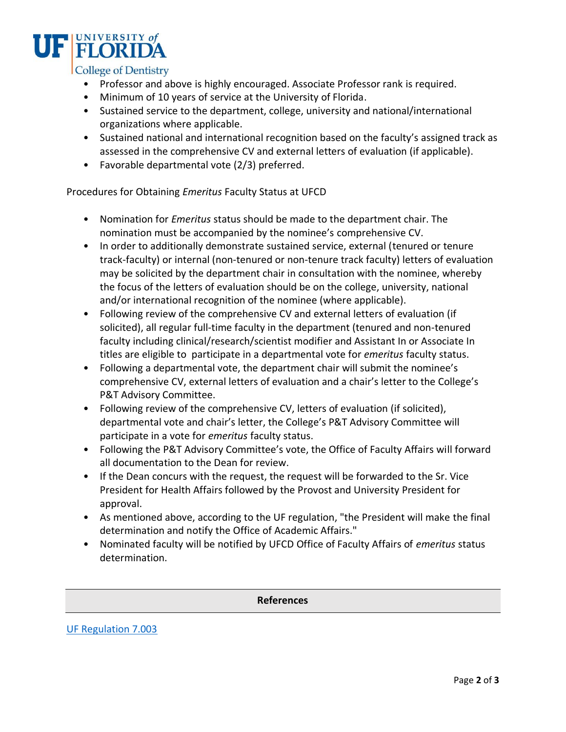- Professor and above is highly encouraged. Associate Professor rank is required.
- Minimum of 10 years of service at the University of Florida.
- Sustained service to the department, college, university and national/international organizations where applicable.
- Sustained national and international recognition based on the faculty's assigned track as assessed in the comprehensive CV and external letters of evaluation (if applicable).
- Favorable departmental vote (2/3) preferred.

Procedures for Obtaining *Emeritus* Faculty Status at UFCD

- Nomination for *Emeritus* status should be made to the department chair. The nomination must be accompanied by the nominee's comprehensive CV.
- In order to additionally demonstrate sustained service, external (tenured or tenure track-faculty) or internal (non-tenured or non-tenure track faculty) letters of evaluation may be solicited by the department chair in consultation with the nominee, whereby the focus of the letters of evaluation should be on the college, university, national and/or international recognition of the nominee (where applicable).
- Following review of the comprehensive CV and external letters of evaluation (if solicited), all regular full-time faculty in the department (tenured and non-tenured faculty including clinical/research/scientist modifier and Assistant In or Associate In titles are eligible to participate in a departmental vote for *emeritus* faculty status.
- Following a departmental vote, the department chair will submit the nominee's comprehensive CV, external letters of evaluation and a chair's letter to the College's P&T Advisory Committee.
- Following review of the comprehensive CV, letters of evaluation (if solicited), departmental vote and chair's letter, the College's P&T Advisory Committee will participate in a vote for *emeritus* faculty status.
- Following the P&T Advisory Committee's vote, the Office of Faculty Affairs will forward all documentation to the Dean for review.
- If the Dean concurs with the request, the request will be forwarded to the Sr. Vice President for Health Affairs followed by the Provost and University President for approval.
- As mentioned above, according to the UF regulation, "the President will make the final determination and notify the Office of Academic Affairs."
- Nominated faculty will be notified by UFCD Office of Faculty Affairs of *emeritus* status determination.

## References

UF Regulation 7.003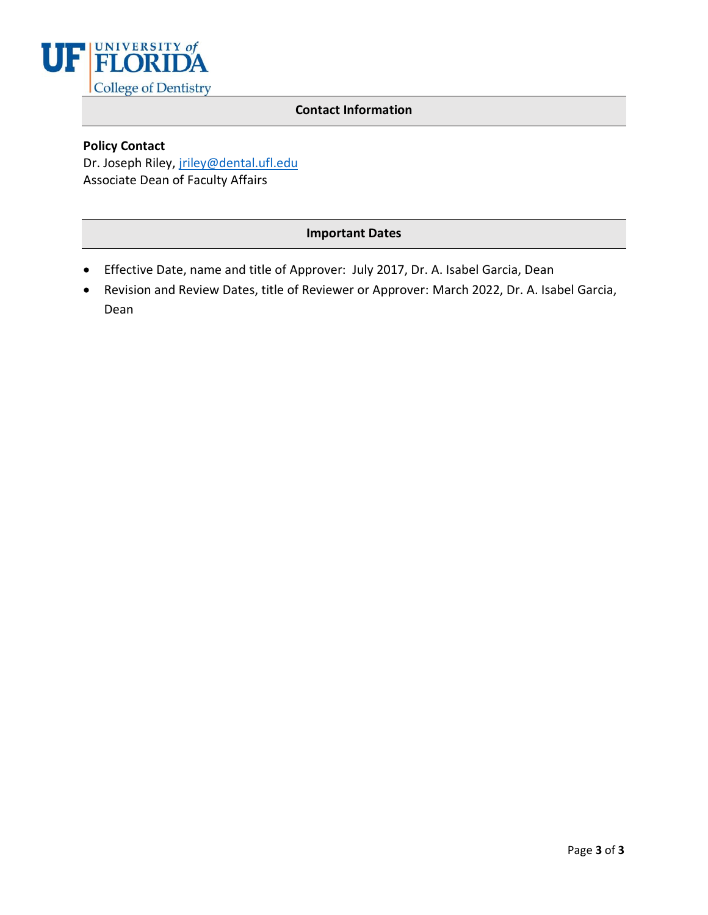## Contact Information

**Policy Contact**
Dr. Joseph Riley, jriley@dental.ufl.edu
Associate Dean of Faculty Affairs

## Important Dates

- Effective Date, name and title of Approver: July 2017, Dr. A. Isabel Garcia, Dean
- Revision and Review Dates, title of Reviewer or Approver: March 2022, Dr. A. Isabel Garcia, Dean